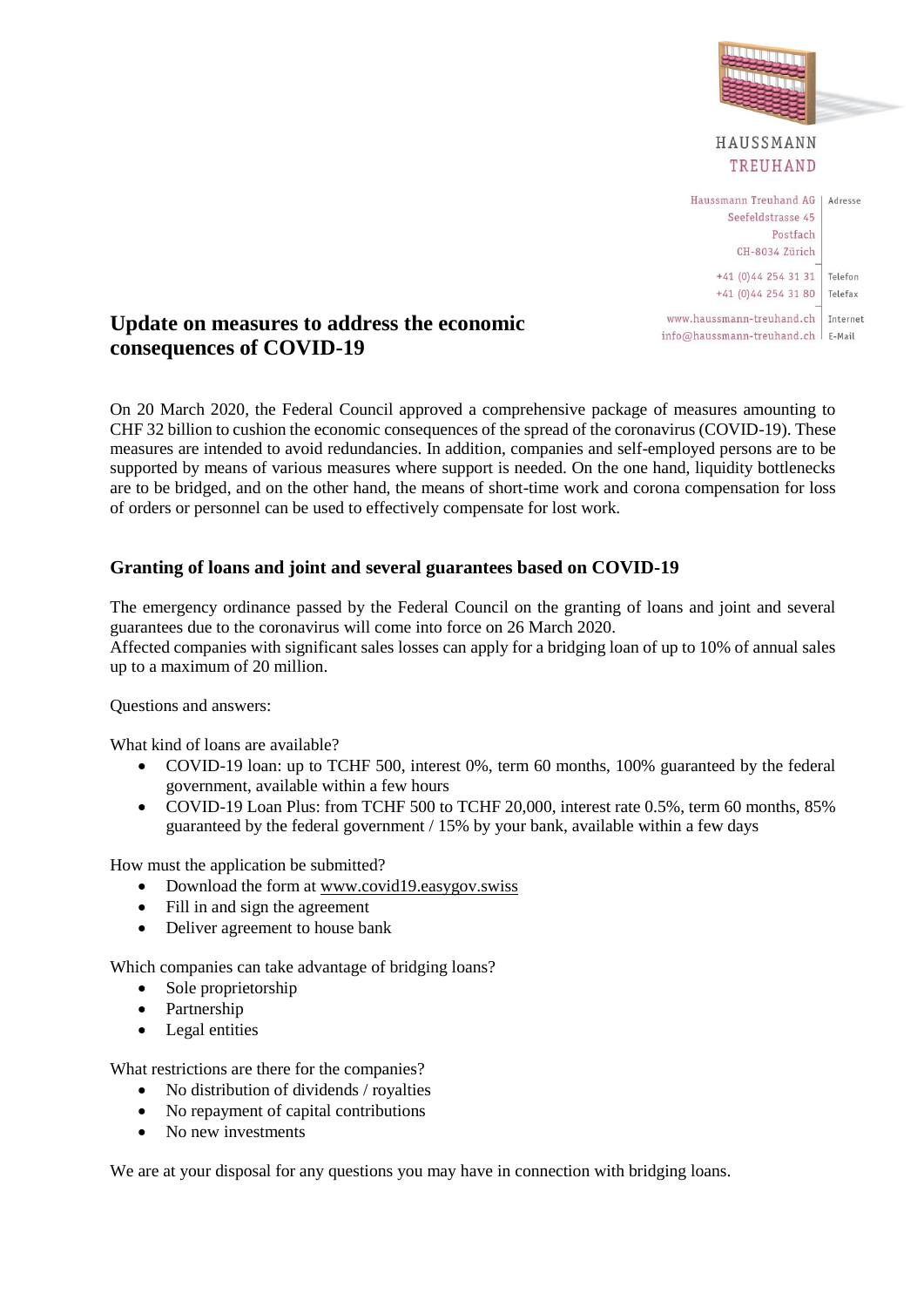HAUSSMANN
TREUHAND

Haussmann Treuhand AG | Adresse
Seefeldstrasse 45
Postfach
CH-8034 Zürich

+41 (0)44 254 31 31 | Telefon
+41 (0)44 254 31 80 | Telefax

www.haussmann-treuhand.ch | Internet
info@haussmann-treuhand.ch | E-Mail

# Update on measures to address the economic consequences of COVID-19

On 20 March 2020, the Federal Council approved a comprehensive package of measures amounting to CHF 32 billion to cushion the economic consequences of the spread of the coronavirus (COVID-19). These measures are intended to avoid redundancies. In addition, companies and self-employed persons are to be supported by means of various measures where support is needed. On the one hand, liquidity bottlenecks are to be bridged, and on the other hand, the means of short-time work and corona compensation for loss of orders or personnel can be used to effectively compensate for lost work.

## Granting of loans and joint and several guarantees based on COVID-19

The emergency ordinance passed by the Federal Council on the granting of loans and joint and several guarantees due to the coronavirus will come into force on 26 March 2020.
Affected companies with significant sales losses can apply for a bridging loan of up to 10% of annual sales up to a maximum of 20 million.

Questions and answers:

What kind of loans are available?

- COVID-19 loan: up to TCHF 500, interest 0%, term 60 months, 100% guaranteed by the federal government, available within a few hours
- COVID-19 Loan Plus: from TCHF 500 to TCHF 20,000, interest rate 0.5%, term 60 months, 85% guaranteed by the federal government / 15% by your bank, available within a few days

How must the application be submitted?

- Download the form at www.covid19.easygov.swiss
- Fill in and sign the agreement
- Deliver agreement to house bank

Which companies can take advantage of bridging loans?

- Sole proprietorship
- Partnership
- Legal entities

What restrictions are there for the companies?

- No distribution of dividends / royalties
- No repayment of capital contributions
- No new investments

We are at your disposal for any questions you may have in connection with bridging loans.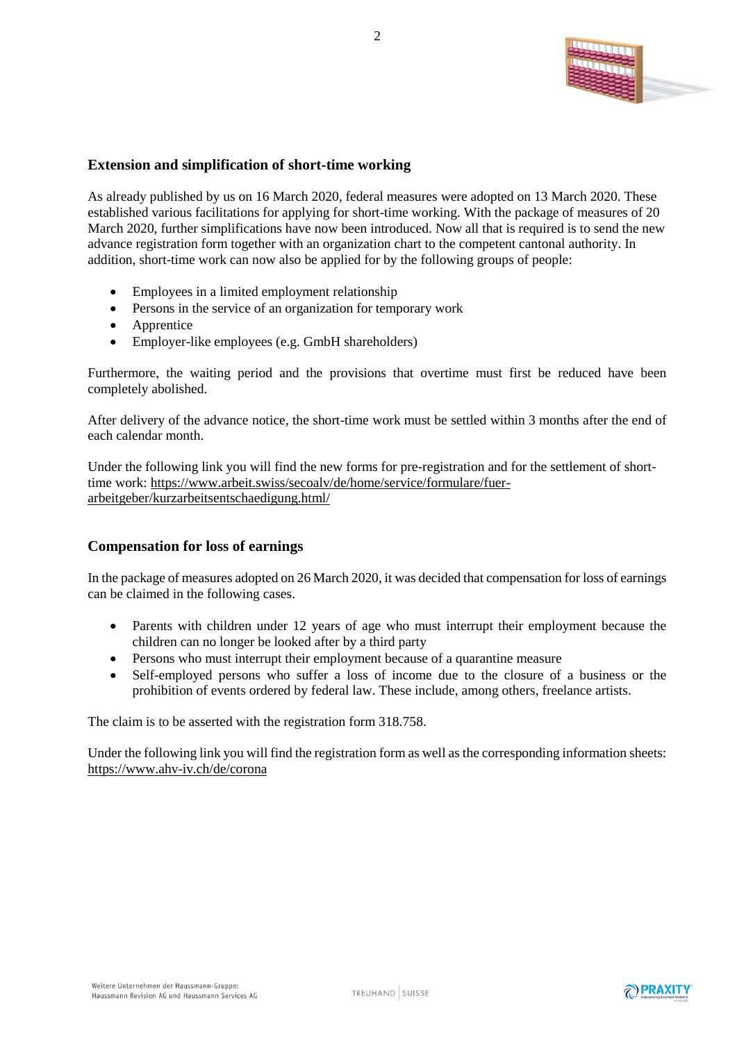## Extension and simplification of short-time working

As already published by us on 16 March 2020, federal measures were adopted on 13 March 2020. These established various facilitations for applying for short-time working. With the package of measures of 20 March 2020, further simplifications have now been introduced. Now all that is required is to send the new advance registration form together with an organization chart to the competent cantonal authority. In addition, short-time work can now also be applied for by the following groups of people:

- Employees in a limited employment relationship
- Persons in the service of an organization for temporary work
- Apprentice
- Employer-like employees (e.g. GmbH shareholders)

Furthermore, the waiting period and the provisions that overtime must first be reduced have been completely abolished.

After delivery of the advance notice, the short-time work must be settled within 3 months after the end of each calendar month.

Under the following link you will find the new forms for pre-registration and for the settlement of short-time work: https://www.arbeit.swiss/secoalv/de/home/service/formulare/fuer-arbeitgeber/kurzarbeitsentschaedigung.html/

## Compensation for loss of earnings

In the package of measures adopted on 26 March 2020, it was decided that compensation for loss of earnings can be claimed in the following cases.

- Parents with children under 12 years of age who must interrupt their employment because the children can no longer be looked after by a third party
- Persons who must interrupt their employment because of a quarantine measure
- Self-employed persons who suffer a loss of income due to the closure of a business or the prohibition of events ordered by federal law. These include, among others, freelance artists.

The claim is to be asserted with the registration form 318.758.

Under the following link you will find the registration form as well as the corresponding information sheets: https://www.ahv-iv.ch/de/corona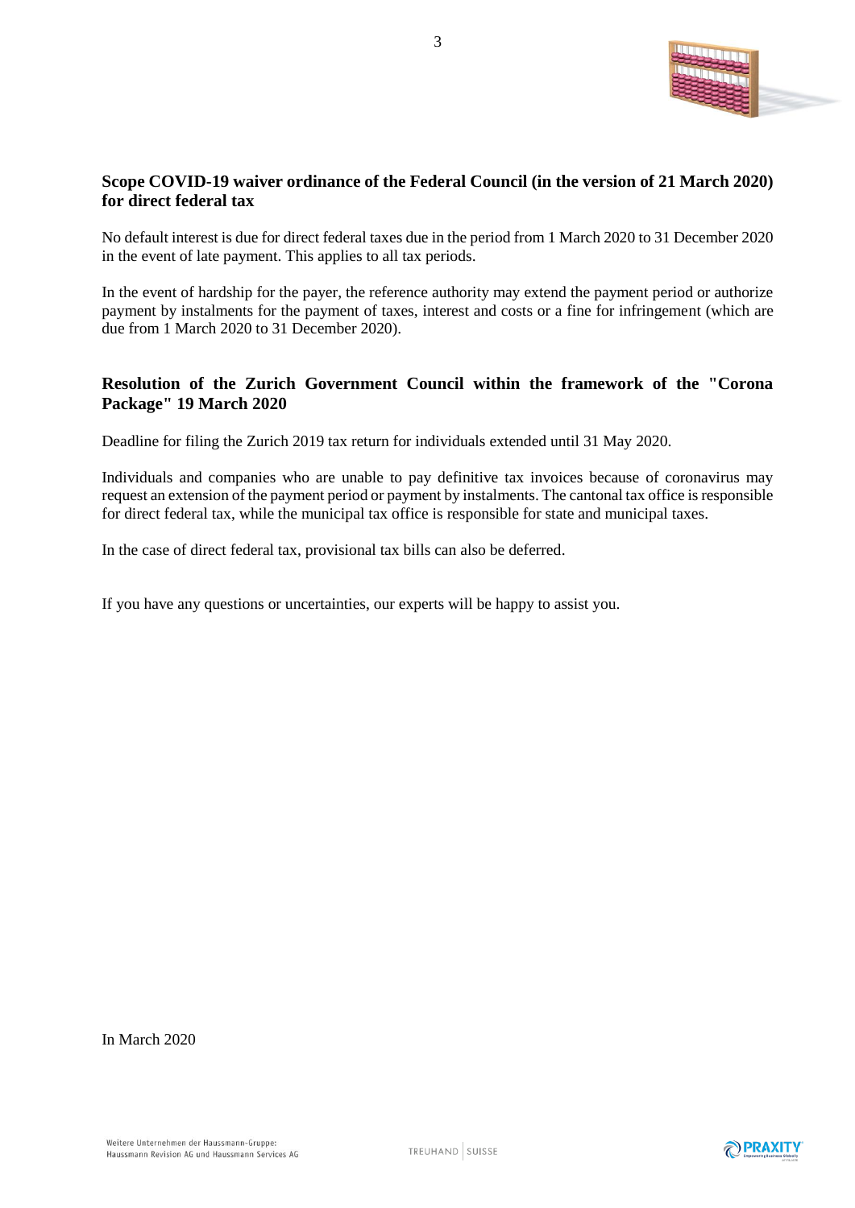## Scope COVID-19 waiver ordinance of the Federal Council (in the version of 21 March 2020) for direct federal tax

No default interest is due for direct federal taxes due in the period from 1 March 2020 to 31 December 2020 in the event of late payment. This applies to all tax periods.

In the event of hardship for the payer, the reference authority may extend the payment period or authorize payment by instalments for the payment of taxes, interest and costs or a fine for infringement (which are due from 1 March 2020 to 31 December 2020).

## Resolution of the Zurich Government Council within the framework of the "Corona Package" 19 March 2020

Deadline for filing the Zurich 2019 tax return for individuals extended until 31 May 2020.

Individuals and companies who are unable to pay definitive tax invoices because of coronavirus may request an extension of the payment period or payment by instalments. The cantonal tax office is responsible for direct federal tax, while the municipal tax office is responsible for state and municipal taxes.

In the case of direct federal tax, provisional tax bills can also be deferred.

If you have any questions or uncertainties, our experts will be happy to assist you.

In March 2020